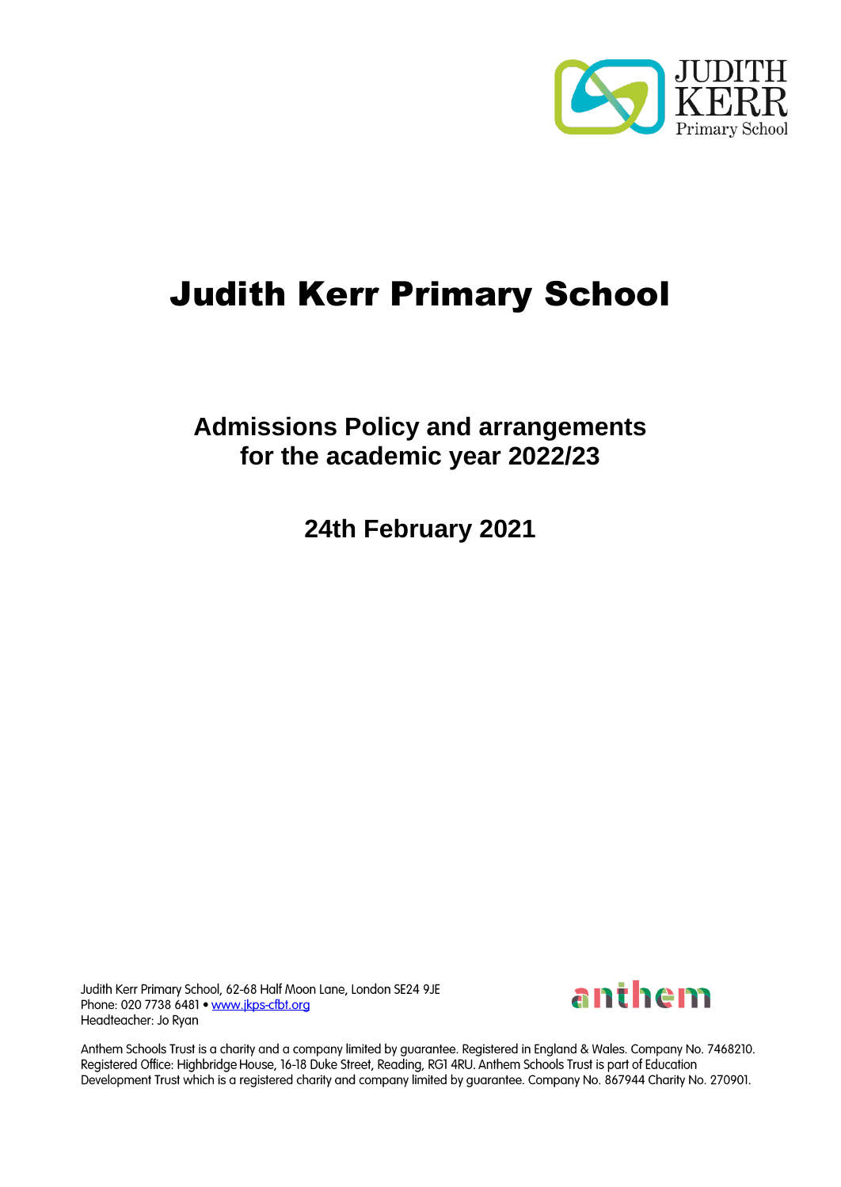# Judith Kerr Primary School

## Admissions Policy and arrangements for the academic year 2022/23

## 24th February 2021

Judith Kerr Primary School, 62-68 Half Moon Lane, London SE24 9JE
Phone: 020 7738 6481 • www.jkps-cfbt.org
Headteacher: Jo Ryan

Anthem Schools Trust is a charity and a company limited by guarantee. Registered in England & Wales. Company No. 7468210. Registered Office: Highbridge House, 16-18 Duke Street, Reading, RG1 4RU. Anthem Schools Trust is part of Education Development Trust which is a registered charity and company limited by guarantee. Company No. 867944 Charity No. 270901.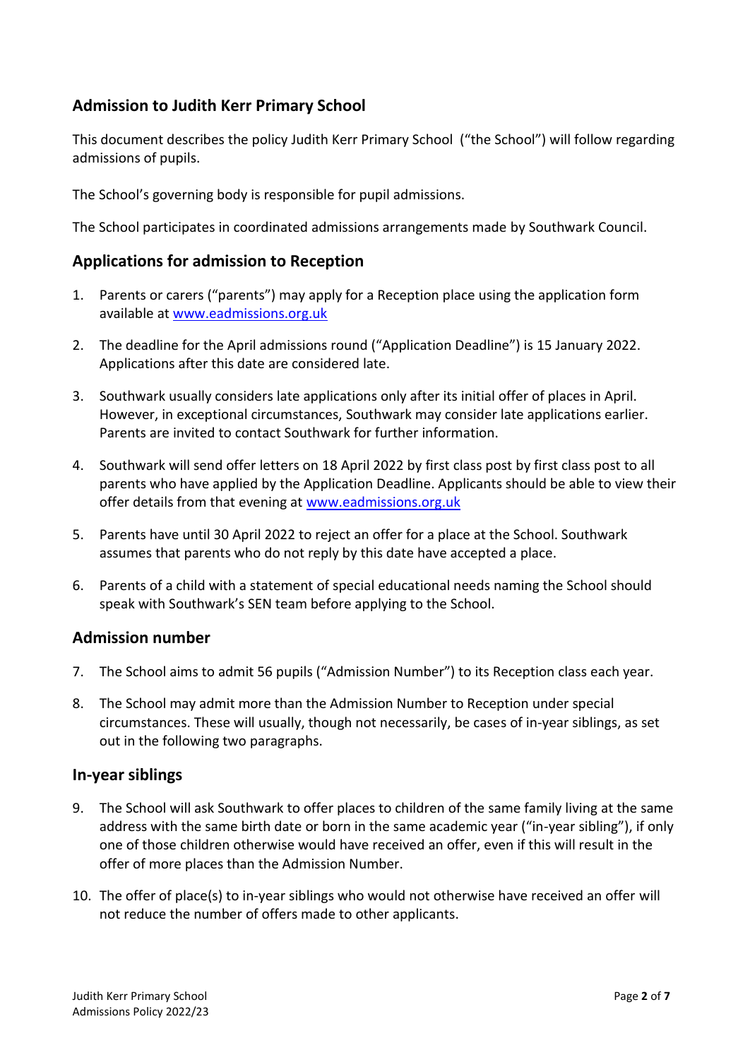## Admission to Judith Kerr Primary School

This document describes the policy Judith Kerr Primary School ("the School") will follow regarding admissions of pupils.

The School's governing body is responsible for pupil admissions.

The School participates in coordinated admissions arrangements made by Southwark Council.

## Applications for admission to Reception

1. Parents or carers ("parents") may apply for a Reception place using the application form available at www.eadmissions.org.uk

2. The deadline for the April admissions round ("Application Deadline") is 15 January 2022. Applications after this date are considered late.

3. Southwark usually considers late applications only after its initial offer of places in April. However, in exceptional circumstances, Southwark may consider late applications earlier. Parents are invited to contact Southwark for further information.

4. Southwark will send offer letters on 18 April 2022 by first class post by first class post to all parents who have applied by the Application Deadline. Applicants should be able to view their offer details from that evening at www.eadmissions.org.uk

5. Parents have until 30 April 2022 to reject an offer for a place at the School. Southwark assumes that parents who do not reply by this date have accepted a place.

6. Parents of a child with a statement of special educational needs naming the School should speak with Southwark's SEN team before applying to the School.

## Admission number

7. The School aims to admit 56 pupils ("Admission Number") to its Reception class each year.

8. The School may admit more than the Admission Number to Reception under special circumstances. These will usually, though not necessarily, be cases of in-year siblings, as set out in the following two paragraphs.

## In-year siblings

9. The School will ask Southwark to offer places to children of the same family living at the same address with the same birth date or born in the same academic year ("in-year sibling"), if only one of those children otherwise would have received an offer, even if this will result in the offer of more places than the Admission Number.

10. The offer of place(s) to in-year siblings who would not otherwise have received an offer will not reduce the number of offers made to other applicants.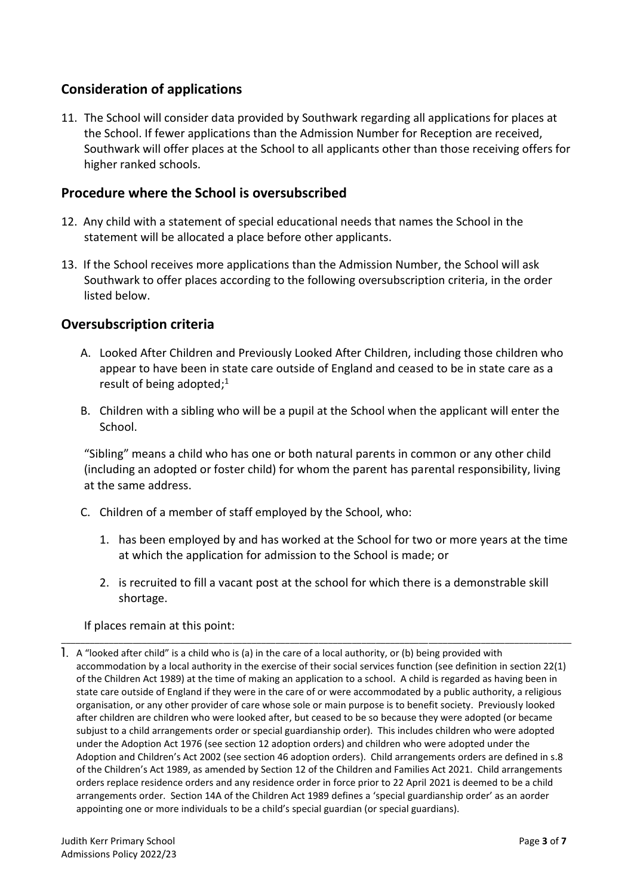## Consideration of applications

11. The School will consider data provided by Southwark regarding all applications for places at the School. If fewer applications than the Admission Number for Reception are received, Southwark will offer places at the School to all applicants other than those receiving offers for higher ranked schools.

## Procedure where the School is oversubscribed

12. Any child with a statement of special educational needs that names the School in the statement will be allocated a place before other applicants.

13. If the School receives more applications than the Admission Number, the School will ask Southwark to offer places according to the following oversubscription criteria, in the order listed below.

## Oversubscription criteria

A. Looked After Children and Previously Looked After Children, including those children who appear to have been in state care outside of England and ceased to be in state care as a result of being adopted;[1]

B. Children with a sibling who will be a pupil at the School when the applicant will enter the School.

"Sibling" means a child who has one or both natural parents in common or any other child (including an adopted or foster child) for whom the parent has parental responsibility, living at the same address.

C. Children of a member of staff employed by the School, who:

1. has been employed by and has worked at the School for two or more years at the time at which the application for admission to the School is made; or

2. is recruited to fill a vacant post at the school for which there is a demonstrable skill shortage.

If places remain at this point:

---

1. A "looked after child" is a child who is (a) in the care of a local authority, or (b) being provided with accommodation by a local authority in the exercise of their social services function (see definition in section 22(1) of the Children Act 1989) at the time of making an application to a school. A child is regarded as having been in state care outside of England if they were in the care of or were accommodated by a public authority, a religious organisation, or any other provider of care whose sole or main purpose is to benefit society. Previously looked after children are children who were looked after, but ceased to be so because they were adopted (or became subjust to a child arrangements order or special guardianship order). This includes children who were adopted under the Adoption Act 1976 (see section 12 adoption orders) and children who were adopted under the Adoption and Children's Act 2002 (see section 46 adoption orders). Child arrangements orders are defined in s.8 of the Children's Act 1989, as amended by Section 12 of the Children and Families Act 2021. Child arrangements orders replace residence orders and any residence order in force prior to 22 April 2021 is deemed to be a child arrangements order. Section 14A of the Children Act 1989 defines a 'special guardianship order' as an aorder appointing one or more individuals to be a child's special guardian (or special guardians).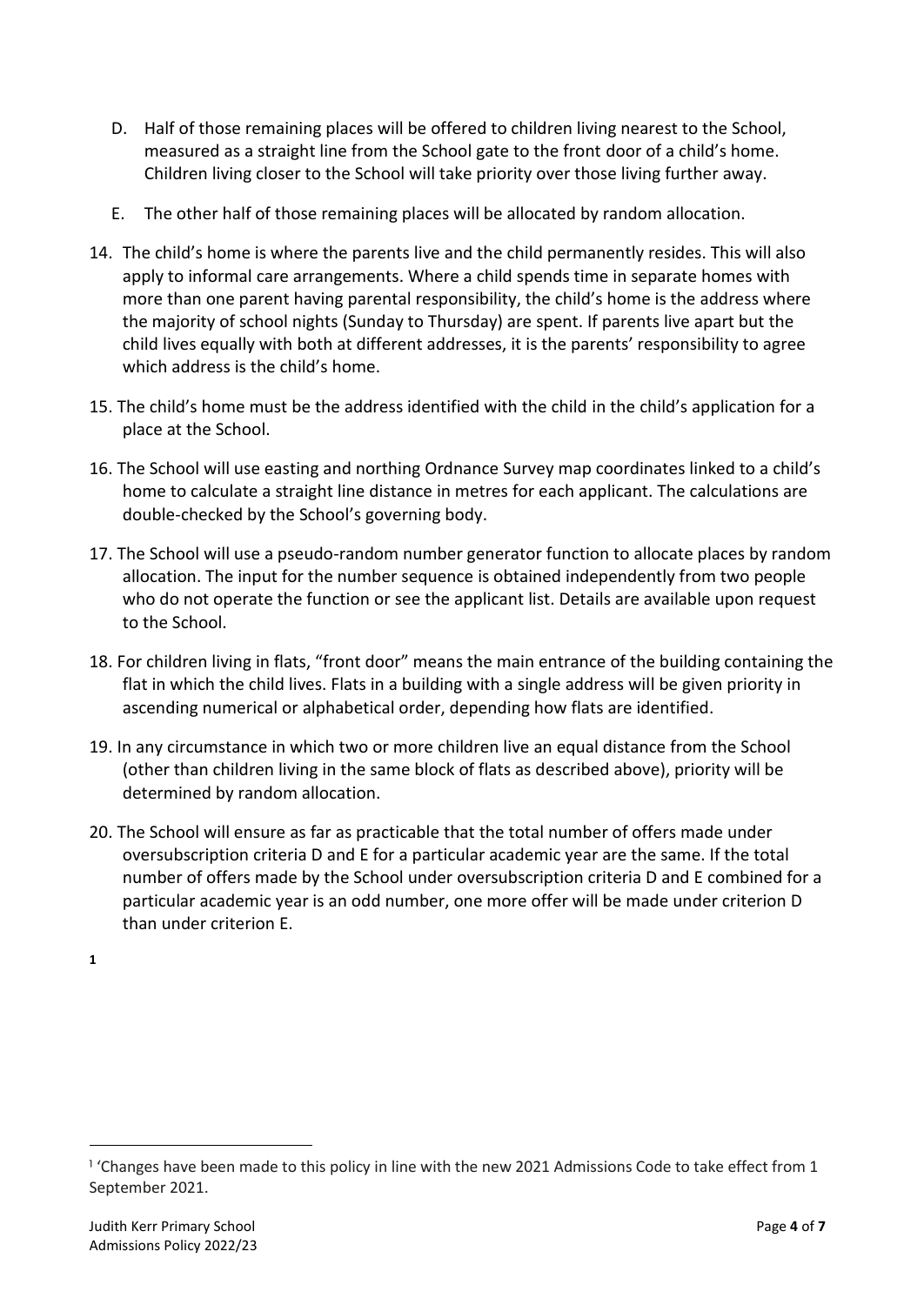D. Half of those remaining places will be offered to children living nearest to the School, measured as a straight line from the School gate to the front door of a child's home. Children living closer to the School will take priority over those living further away.

E. The other half of those remaining places will be allocated by random allocation.

14. The child's home is where the parents live and the child permanently resides. This will also apply to informal care arrangements. Where a child spends time in separate homes with more than one parent having parental responsibility, the child's home is the address where the majority of school nights (Sunday to Thursday) are spent. If parents live apart but the child lives equally with both at different addresses, it is the parents' responsibility to agree which address is the child's home.

15. The child's home must be the address identified with the child in the child's application for a place at the School.

16. The School will use easting and northing Ordnance Survey map coordinates linked to a child's home to calculate a straight line distance in metres for each applicant. The calculations are double-checked by the School's governing body.

17. The School will use a pseudo-random number generator function to allocate places by random allocation. The input for the number sequence is obtained independently from two people who do not operate the function or see the applicant list. Details are available upon request to the School.

18. For children living in flats, "front door" means the main entrance of the building containing the flat in which the child lives. Flats in a building with a single address will be given priority in ascending numerical or alphabetical order, depending how flats are identified.

19. In any circumstance in which two or more children live an equal distance from the School (other than children living in the same block of flats as described above), priority will be determined by random allocation.

20. The School will ensure as far as practicable that the total number of offers made under oversubscription criteria D and E for a particular academic year are the same. If the total number of offers made by the School under oversubscription criteria D and E combined for a particular academic year is an odd number, one more offer will be made under criterion D than under criterion E.

[1]

---

[1] 'Changes have been made to this policy in line with the new 2021 Admissions Code to take effect from 1 September 2021.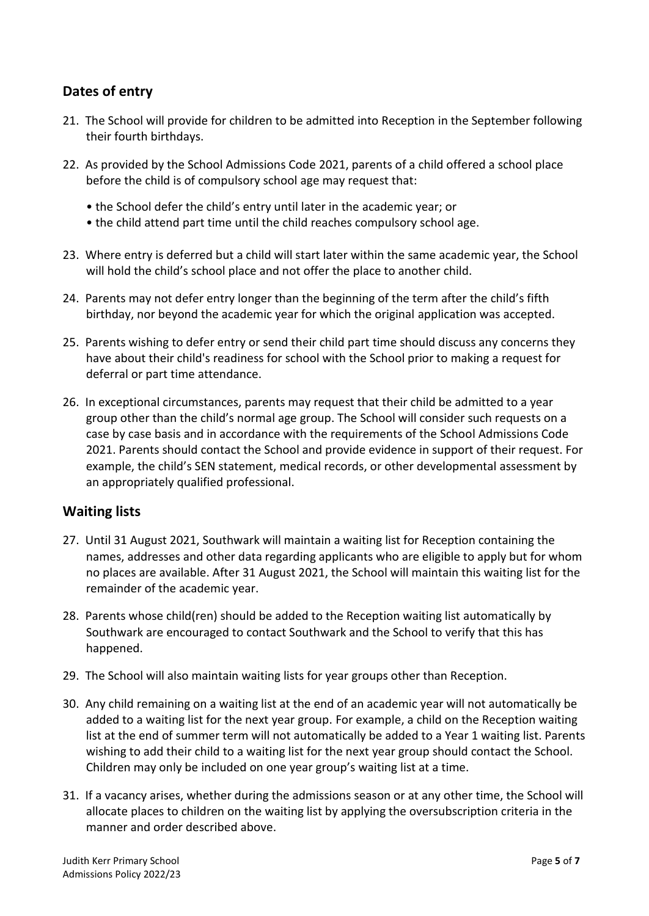## Dates of entry

21. The School will provide for children to be admitted into Reception in the September following their fourth birthdays.

22. As provided by the School Admissions Code 2021, parents of a child offered a school place before the child is of compulsory school age may request that:

    • the School defer the child's entry until later in the academic year; or
    • the child attend part time until the child reaches compulsory school age.

23. Where entry is deferred but a child will start later within the same academic year, the School will hold the child's school place and not offer the place to another child.

24. Parents may not defer entry longer than the beginning of the term after the child's fifth birthday, nor beyond the academic year for which the original application was accepted.

25. Parents wishing to defer entry or send their child part time should discuss any concerns they have about their child's readiness for school with the School prior to making a request for deferral or part time attendance.

26. In exceptional circumstances, parents may request that their child be admitted to a year group other than the child's normal age group. The School will consider such requests on a case by case basis and in accordance with the requirements of the School Admissions Code 2021. Parents should contact the School and provide evidence in support of their request. For example, the child's SEN statement, medical records, or other developmental assessment by an appropriately qualified professional.

## Waiting lists

27. Until 31 August 2021, Southwark will maintain a waiting list for Reception containing the names, addresses and other data regarding applicants who are eligible to apply but for whom no places are available. After 31 August 2021, the School will maintain this waiting list for the remainder of the academic year.

28. Parents whose child(ren) should be added to the Reception waiting list automatically by Southwark are encouraged to contact Southwark and the School to verify that this has happened.

29. The School will also maintain waiting lists for year groups other than Reception.

30. Any child remaining on a waiting list at the end of an academic year will not automatically be added to a waiting list for the next year group. For example, a child on the Reception waiting list at the end of summer term will not automatically be added to a Year 1 waiting list. Parents wishing to add their child to a waiting list for the next year group should contact the School. Children may only be included on one year group's waiting list at a time.

31. If a vacancy arises, whether during the admissions season or at any other time, the School will allocate places to children on the waiting list by applying the oversubscription criteria in the manner and order described above.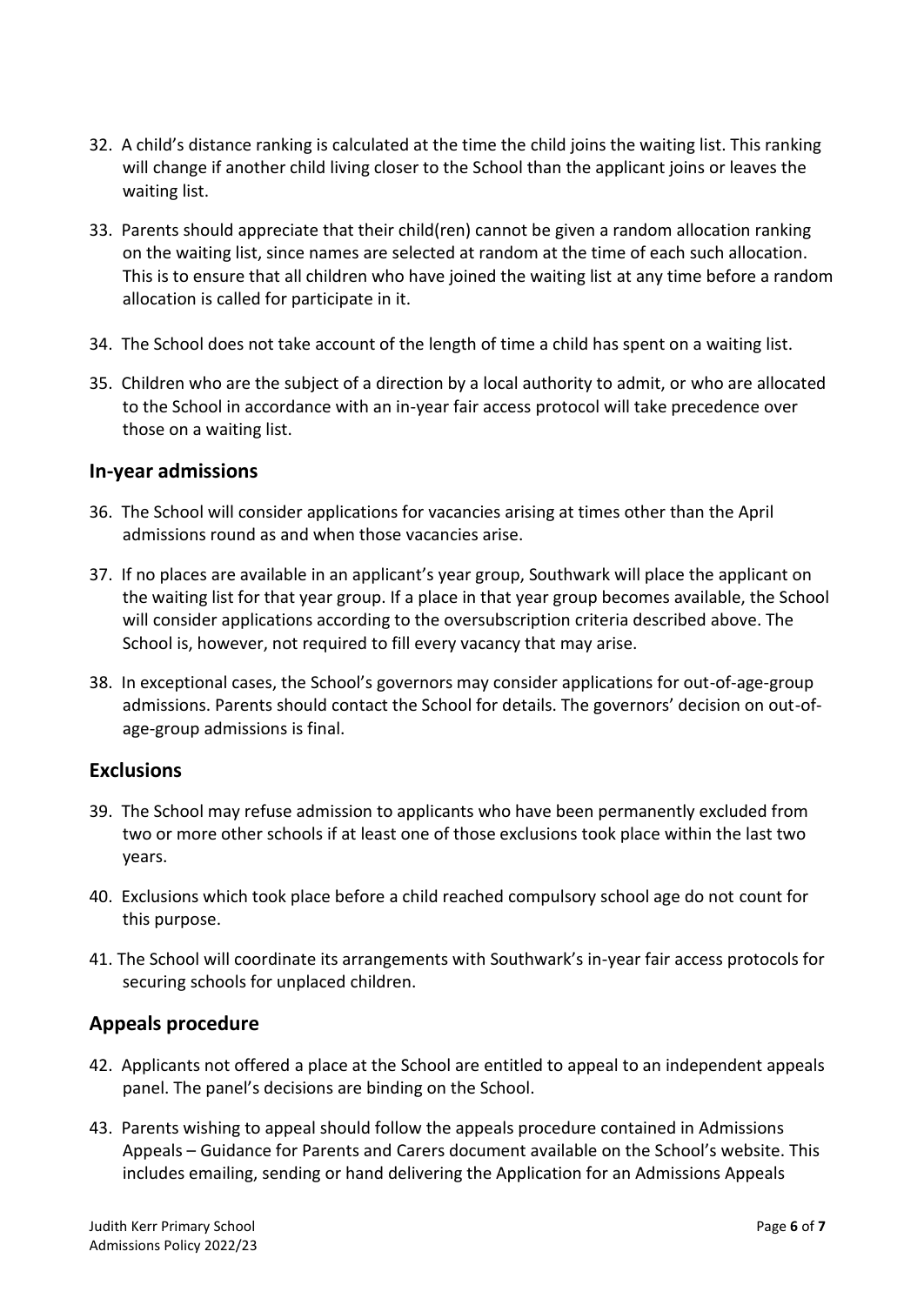32. A child's distance ranking is calculated at the time the child joins the waiting list. This ranking will change if another child living closer to the School than the applicant joins or leaves the waiting list.

33. Parents should appreciate that their child(ren) cannot be given a random allocation ranking on the waiting list, since names are selected at random at the time of each such allocation. This is to ensure that all children who have joined the waiting list at any time before a random allocation is called for participate in it.

34. The School does not take account of the length of time a child has spent on a waiting list.

35. Children who are the subject of a direction by a local authority to admit, or who are allocated to the School in accordance with an in-year fair access protocol will take precedence over those on a waiting list.

## In-year admissions

36. The School will consider applications for vacancies arising at times other than the April admissions round as and when those vacancies arise.

37. If no places are available in an applicant's year group, Southwark will place the applicant on the waiting list for that year group. If a place in that year group becomes available, the School will consider applications according to the oversubscription criteria described above. The School is, however, not required to fill every vacancy that may arise.

38. In exceptional cases, the School's governors may consider applications for out-of-age-group admissions. Parents should contact the School for details. The governors' decision on out-of-age-group admissions is final.

## Exclusions

39. The School may refuse admission to applicants who have been permanently excluded from two or more other schools if at least one of those exclusions took place within the last two years.

40. Exclusions which took place before a child reached compulsory school age do not count for this purpose.

41. The School will coordinate its arrangements with Southwark's in-year fair access protocols for securing schools for unplaced children.

## Appeals procedure

42. Applicants not offered a place at the School are entitled to appeal to an independent appeals panel. The panel's decisions are binding on the School.

43. Parents wishing to appeal should follow the appeals procedure contained in Admissions Appeals – Guidance for Parents and Carers document available on the School's website. This includes emailing, sending or hand delivering the Application for an Admissions Appeals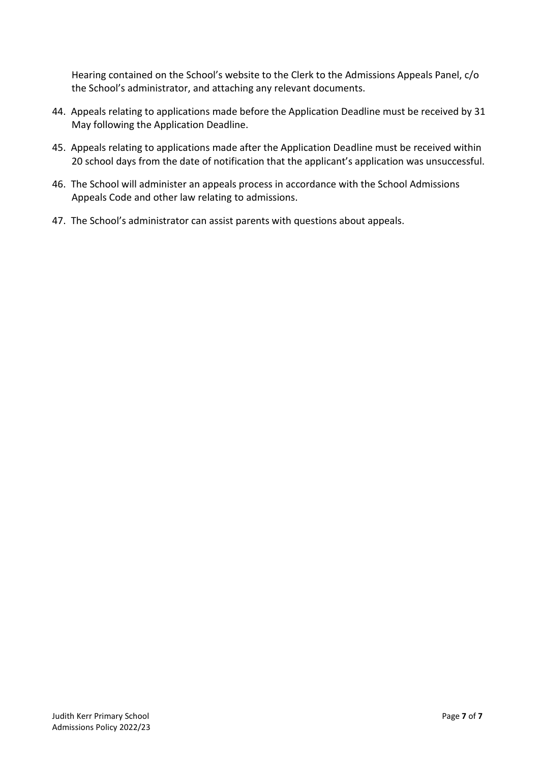Hearing contained on the School's website to the Clerk to the Admissions Appeals Panel, c/o the School's administrator, and attaching any relevant documents.

44. Appeals relating to applications made before the Application Deadline must be received by 31 May following the Application Deadline.
45. Appeals relating to applications made after the Application Deadline must be received within 20 school days from the date of notification that the applicant's application was unsuccessful.
46. The School will administer an appeals process in accordance with the School Admissions Appeals Code and other law relating to admissions.
47. The School's administrator can assist parents with questions about appeals.